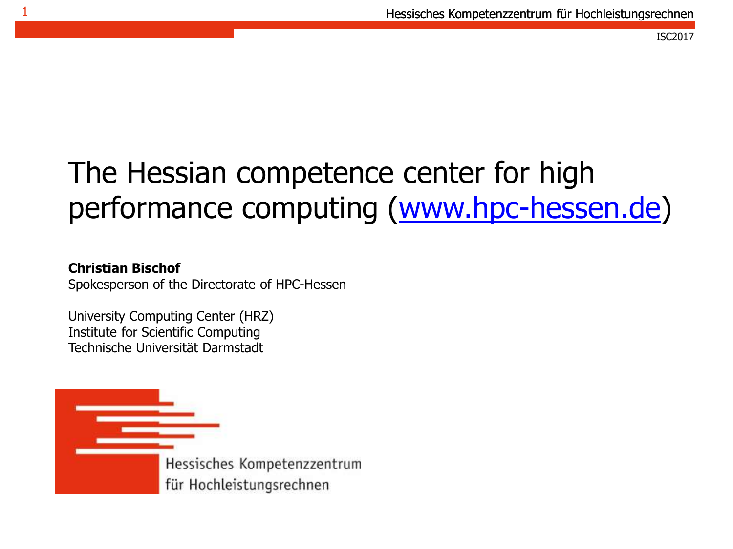# The Hessian competence center for high performance computing (www.hpc-hessen.de)

**Christian Bischof**
Spokesperson of the Directorate of HPC-Hessen

University Computing Center (HRZ)
Institute for Scientific Computing
Technische Universität Darmstadt

Hessisches Kompetenzzentrum für Hochleistungsrechnen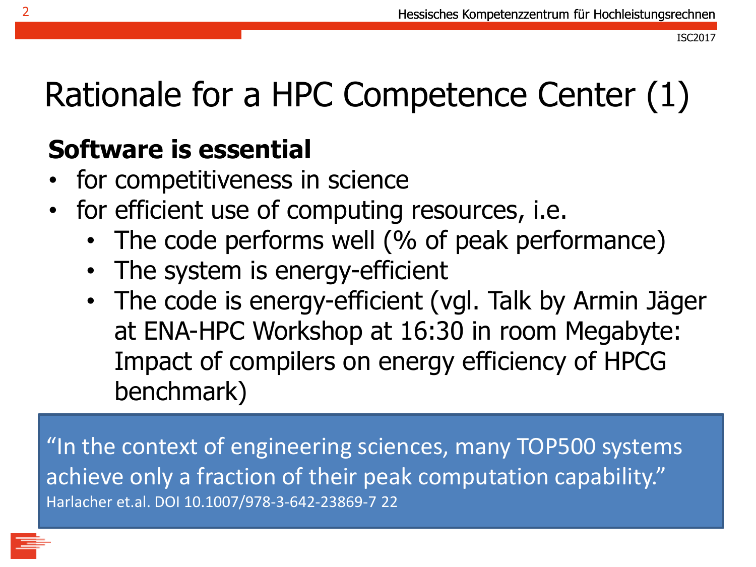# Rationale for a HPC Competence Center (1)

**Software is essential**

- for competitiveness in science
- for efficient use of computing resources, i.e.
  - The code performs well (% of peak performance)
  - The system is energy-efficient
  - The code is energy-efficient (vgl. Talk by Armin Jäger at ENA-HPC Workshop at 16:30 in room Megabyte: Impact of compilers on energy efficiency of HPCG benchmark)

> "In the context of engineering sciences, many TOP500 systems achieve only a fraction of their peak computation capability."
> Harlacher et.al. DOI 10.1007/978-3-642-23869-7 22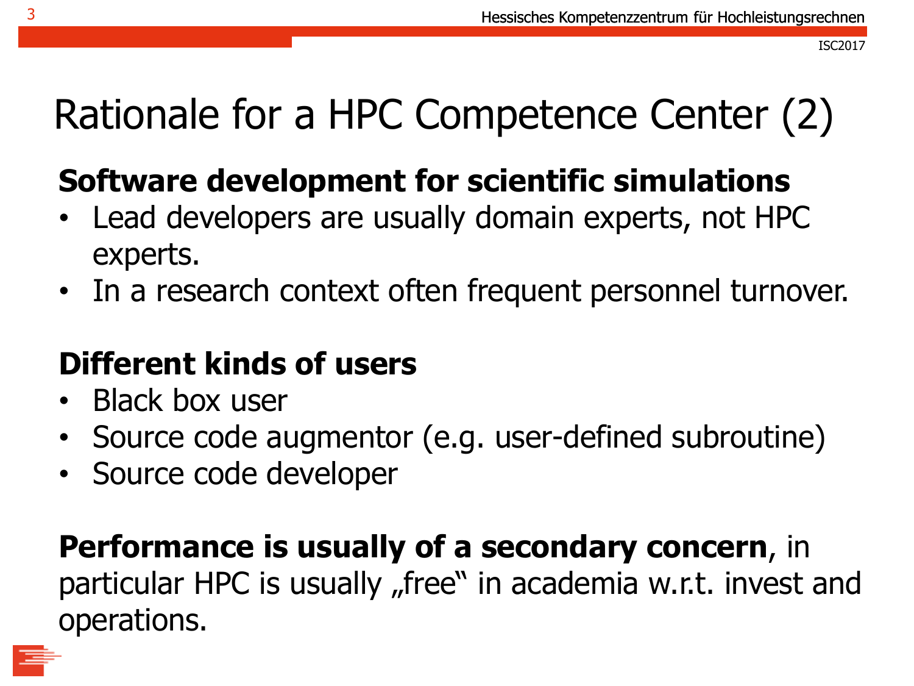# Rationale for a HPC Competence Center (2)

**Software development for scientific simulations**

- Lead developers are usually domain experts, not HPC experts.
- In a research context often frequent personnel turnover.

**Different kinds of users**

- Black box user
- Source code augmentor (e.g. user-defined subroutine)
- Source code developer

**Performance is usually of a secondary concern**, in particular HPC is usually „free" in academia w.r.t. invest and operations.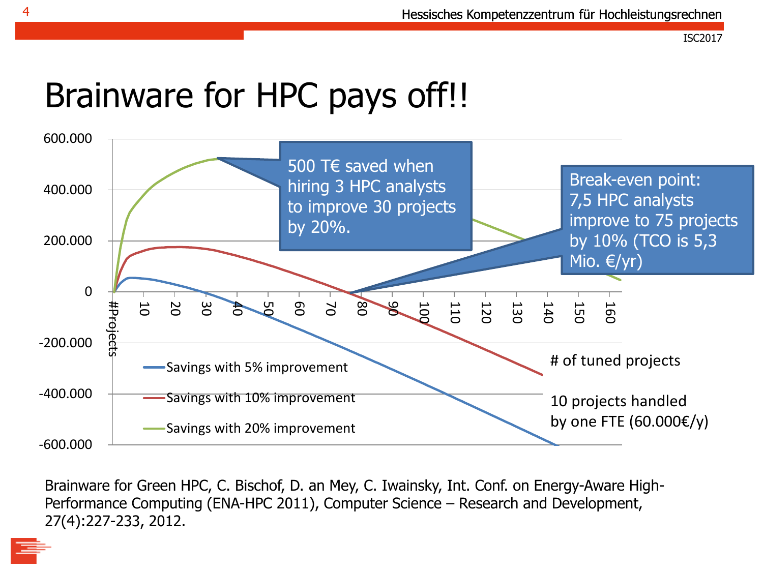# Brainware for HPC pays off!!

600.000

400.000

200.000

0

-200.000

-400.000

-600.000

#Projects 10 20 30 40 50 60 70 80 90 100 110 120 130 140 150 160

- Savings with 5% improvement
- Savings with 10% improvement
- Savings with 20% improvement

500 T€ saved when hiring 3 HPC analysts to improve 30 projects by 20%.

Break-even point: 7,5 HPC analysts improve to 75 projects by 10% (TCO is 5,3 Mio. €/yr)

# of tuned projects

10 projects handled by one FTE (60.000€/y)

Brainware for Green HPC, C. Bischof, D. an Mey, C. Iwainsky, Int. Conf. on Energy-Aware High-Performance Computing (ENA-HPC 2011), Computer Science – Research and Development, 27(4):227-233, 2012.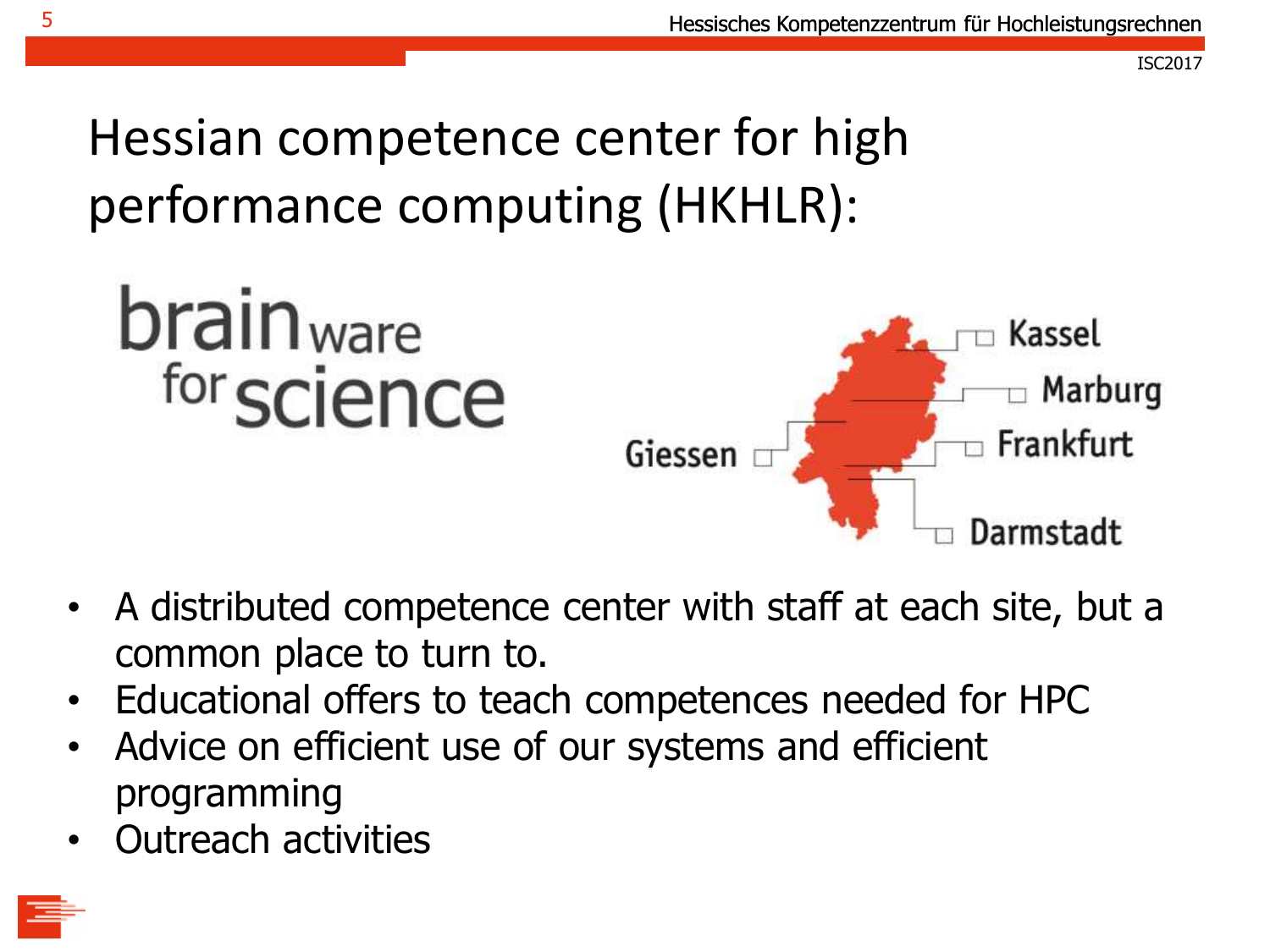# Hessian competence center for high performance computing (HKHLR):

brainware for science

Giessen · Kassel · Marburg · Frankfurt · Darmstadt

- A distributed competence center with staff at each site, but a common place to turn to.
- Educational offers to teach competences needed for HPC
- Advice on efficient use of our systems and efficient programming
- Outreach activities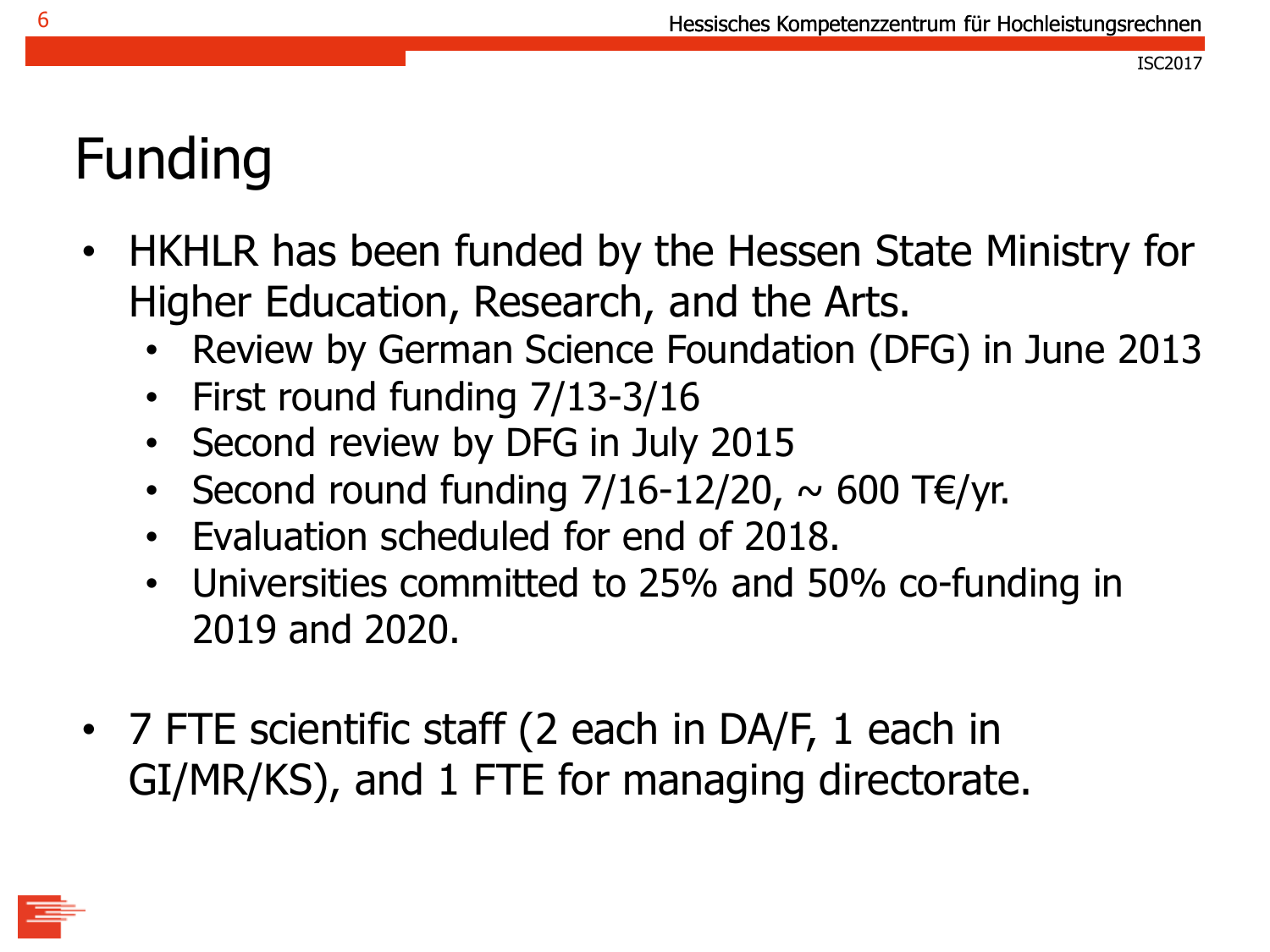# Funding

- HKHLR has been funded by the Hessen State Ministry for Higher Education, Research, and the Arts.
  - Review by German Science Foundation (DFG) in June 2013
  - First round funding 7/13-3/16
  - Second review by DFG in July 2015
  - Second round funding 7/16-12/20, ~ 600 T€/yr.
  - Evaluation scheduled for end of 2018.
  - Universities committed to 25% and 50% co-funding in 2019 and 2020.
- 7 FTE scientific staff (2 each in DA/F, 1 each in GI/MR/KS), and 1 FTE for managing directorate.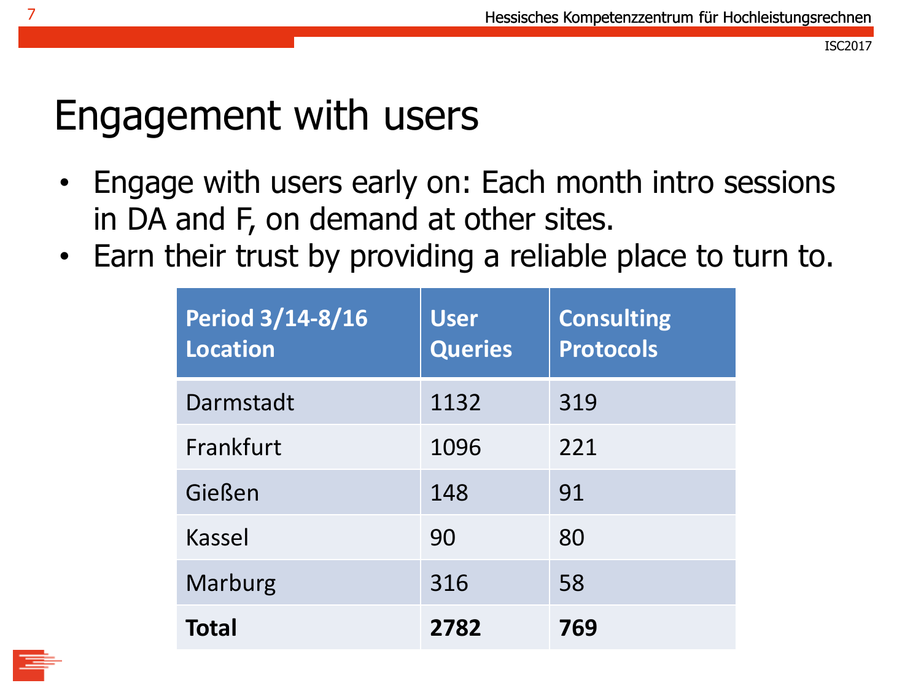# Engagement with users

- Engage with users early on: Each month intro sessions in DA and F, on demand at other sites.
- Earn their trust by providing a reliable place to turn to.

| Period 3/14-8/16 Location | User Queries | Consulting Protocols |
|---|---|---|
| Darmstadt | 1132 | 319 |
| Frankfurt | 1096 | 221 |
| Gießen | 148 | 91 |
| Kassel | 90 | 80 |
| Marburg | 316 | 58 |
| **Total** | **2782** | **769** |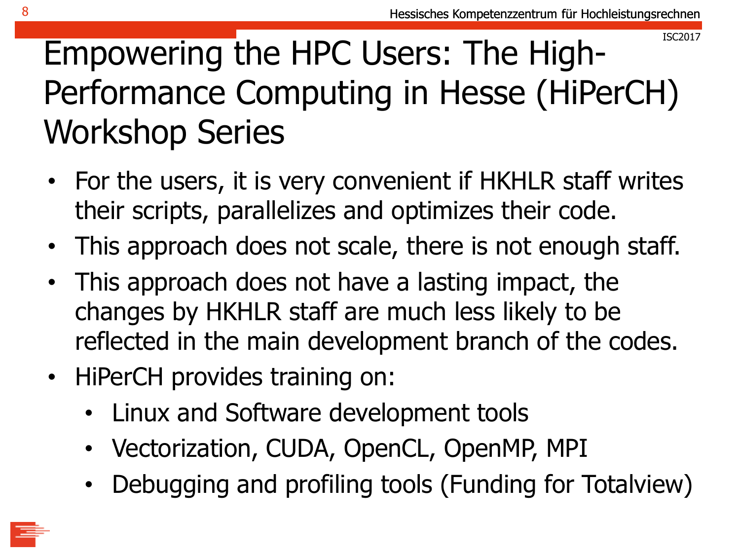# Empowering the HPC Users: The High-Performance Computing in Hesse (HiPerCH) Workshop Series

- For the users, it is very convenient if HKHLR staff writes their scripts, parallelizes and optimizes their code.
- This approach does not scale, there is not enough staff.
- This approach does not have a lasting impact, the changes by HKHLR staff are much less likely to be reflected in the main development branch of the codes.
- HiPerCH provides training on:
  - Linux and Software development tools
  - Vectorization, CUDA, OpenCL, OpenMP, MPI
  - Debugging and profiling tools (Funding for Totalview)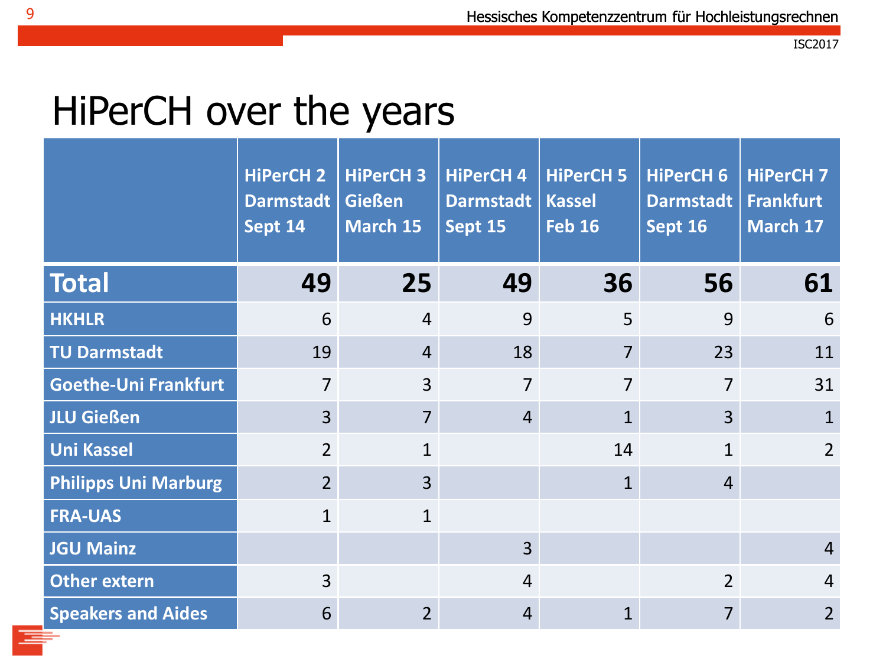# HiPerCH over the years

| | HiPerCH 2 Darmstadt Sept 14 | HiPerCH 3 Gießen March 15 | HiPerCH 4 Darmstadt Sept 15 | HiPerCH 5 Kassel Feb 16 | HiPerCH 6 Darmstadt Sept 16 | HiPerCH 7 Frankfurt March 17 |
|---|---|---|---|---|---|---|
| **Total** | **49** | **25** | **49** | **36** | **56** | **61** |
| **HKHLR** | 6 | 4 | 9 | 5 | 9 | 6 |
| **TU Darmstadt** | 19 | 4 | 18 | 7 | 23 | 11 |
| **Goethe-Uni Frankfurt** | 7 | 3 | 7 | 7 | 7 | 31 |
| **JLU Gießen** | 3 | 7 | 4 | 1 | 3 | 1 |
| **Uni Kassel** | 2 | 1 | | 14 | 1 | 2 |
| **Philipps Uni Marburg** | 2 | 3 | | 1 | 4 | |
| **FRA-UAS** | 1 | 1 | | | | |
| **JGU Mainz** | | | 3 | | | 4 |
| **Other extern** | 3 | | 4 | | 2 | 4 |
| **Speakers and Aides** | 6 | 2 | 4 | 1 | 7 | 2 |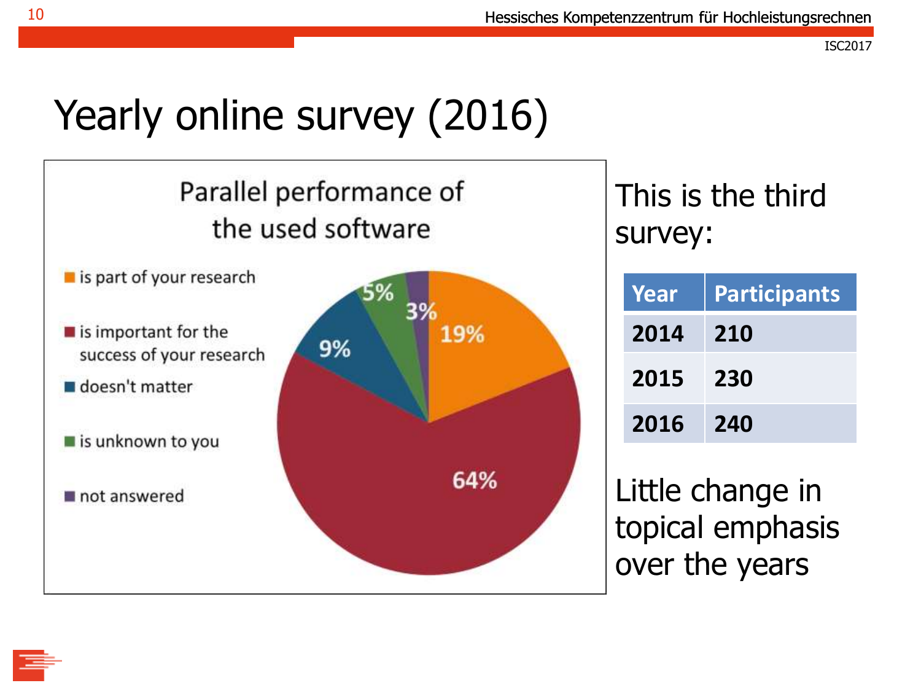# Yearly online survey (2016)

**Parallel performance of the used software**

- is part of your research: 19%
- is important for the success of your research: 64%
- doesn't matter: 9%
- is unknown to you: 5%
- not answered: 3%

This is the third survey:

| Year | Participants |
|---|---|
| 2014 | 210 |
| 2015 | 230 |
| 2016 | 240 |

Little change in topical emphasis over the years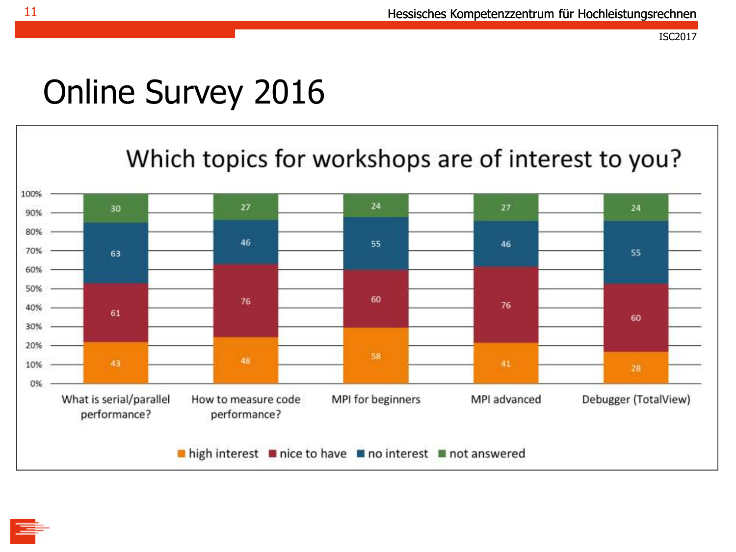# Online Survey 2016

## Which topics for workshops are of interest to you?

| Topic | high interest | nice to have | no interest | not answered |
| --- | --- | --- | --- | --- |
| What is serial/parallel performance? | 43 | 61 | 63 | 30 |
| How to measure code performance? | 48 | 76 | 46 | 27 |
| MPI for beginners | 58 | 60 | 55 | 24 |
| MPI advanced | 41 | 76 | 46 | 27 |
| Debugger (TotalView) | 28 | 60 | 55 | 24 |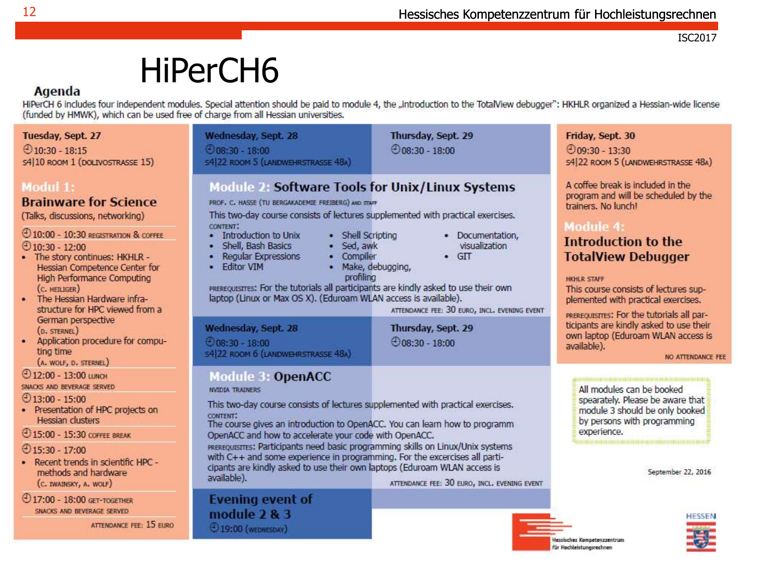# HiPerCH6

## Agenda

HiPerCH 6 includes four independent modules. Special attention should be paid to module 4, the „introduction to the TotalView debugger": HKHLR organized a Hessian-wide license (funded by HMWK), which can be used free of charge from all Hessian universities.

**Tuesday, Sept. 27**
10:30 - 18:15
S4|10 Room 1 (Dolivostrasse 15)

### Modul 1: Brainware for Science

(Talks, discussions, networking)

- 10:00 - 10:30 Registration & coffee
- 10:30 - 12:00
  - The story continues: HKHLR - Hessian Competence Center for High Performance Computing (C. Heiliger)
  - The Hessian Hardware infra-structure for HPC viewed from a German perspective (D. Sternel)
  - Application procedure for computing time (A. Wolf, D. Sternel)
- 12:00 - 13:00 Lunch
  Snacks and beverage served
- 13:00 - 15:00
  - Presentation of HPC projects on Hessian clusters
- 15:00 - 15:30 Coffee break
- 15:30 - 17:00
  - Recent trends in scientific HPC - methods and hardware (C. Iwainsky, A. Wolf)
- 17:00 - 18:00 Get-together
  Snacks and beverage served

Attendance fee: 15 Euro

**Wednesday, Sept. 28**
08:30 - 18:00
S4|22 Room 5 (Landwehrstrasse 48a)

**Thursday, Sept. 29**
08:30 - 18:00

### Module 2: Software Tools for Unix/Linux Systems

Prof. C. Hasse (TU Bergakademie Freiberg) and staff

This two-day course consists of lectures supplemented with practical exercises.

Content:
- Introduction to Unix
- Shell, Bash Basics
- Regular Expressions
- Editor VIM
- Shell Scripting
- Sed, awk
- Compiler
- Make, debugging, profiling
- Documentation, visualization
- GIT

Prerequisites: For the tutorials all participants are kindly asked to use their own laptop (Linux or Max OS X). (Eduroam WLAN access is available).

Attendance fee: 30 Euro, incl. evening event

**Wednesday, Sept. 28**
08:30 - 18:00
S4|22 Room 6 (Landwehrstrasse 48a)

**Thursday, Sept. 29**
08:30 - 18:00

### Module 3: OpenACC

NVIDIA Trainers

This two-day course consists of lectures supplemented with practical exercises.

Content:
The course gives an introduction to OpenACC. You can learn how to programm OpenACC and how to accelerate your code with OpenACC.

Prerequisites: Participants need basic programming skills on Linux/Unix systems with C++ and some experience in programming. For the excercises all participants are kindly asked to use their own laptops (Eduroam WLAN access is available).

Attendance fee: 30 Euro, incl. evening event

### Evening event of module 2 & 3

19:00 (Wednesday)

**Friday, Sept. 30**
09:30 - 13:30
S4|22 Room 5 (Landwehrstrasse 48a)

A coffee break is included in the program and will be scheduled by the trainers. No lunch!

### Module 4: Introduction to the TotalView Debugger

HKHLR Staff

This course consists of lectures supplemented with practical exercises.

Prerequisites: For the tutorials all participants are kindly asked to use their own laptop (Eduroam WLAN access is available).

No attendance fee

All modules can be booked spearately. Please be aware that module 3 should be only booked by persons with programming experience.

September 22, 2016

Hessisches Kompetenzzentrum für Hochleistungsrechnen

HESSEN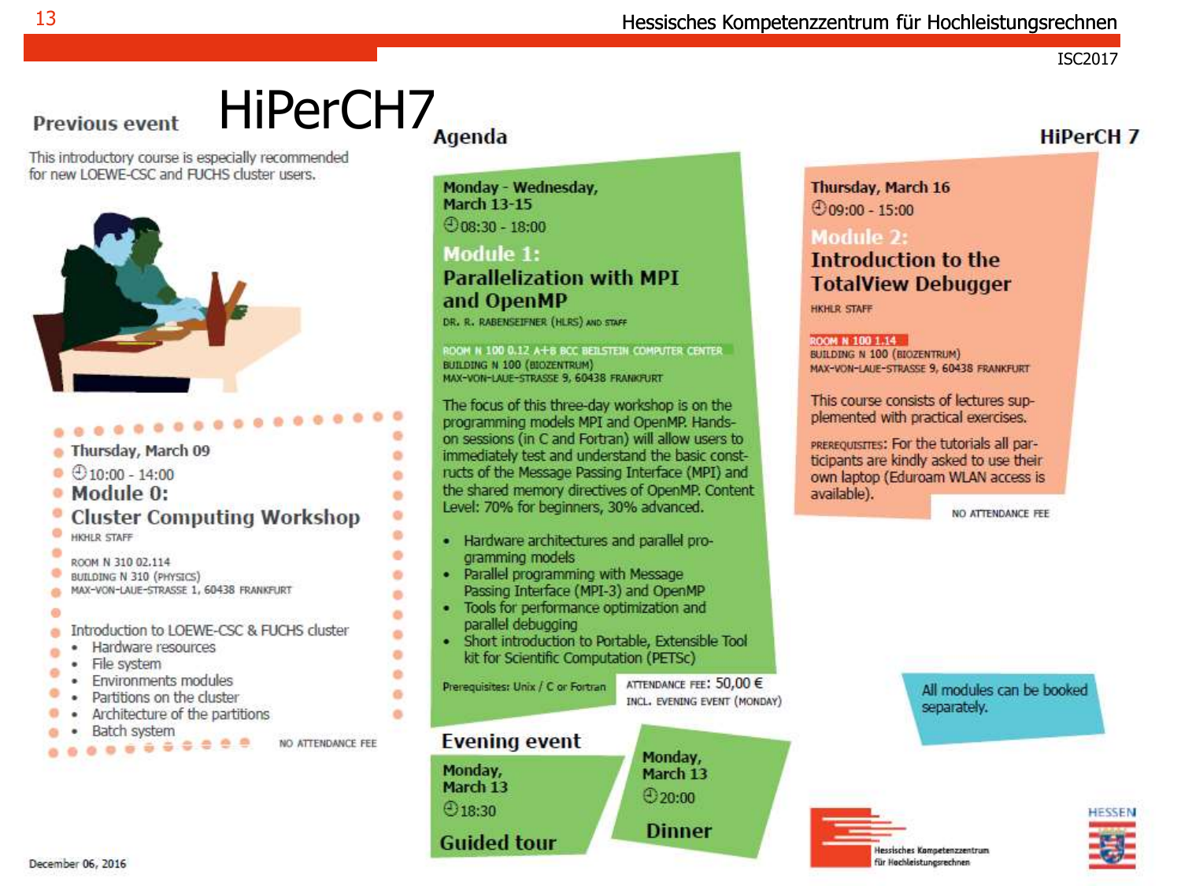# HiPerCH7

## Previous event

This introductory course is especially recommended for new LOEWE-CSC and FUCHS cluster users.

Thursday, March 09

10:00 - 14:00

### Module 0:
### Cluster Computing Workshop

HKHLR STAFF

ROOM N 310 02.114
BUILDING N 310 (PHYSICS)
MAX-VON-LAUE-STRASSE 1, 60438 FRANKFURT

Introduction to LOEWE-CSC & FUCHS cluster

- Hardware resources
- File system
- Environments modules
- Partitions on the cluster
- Architecture of the partitions
- Batch system

NO ATTENDANCE FEE

## Agenda

Monday - Wednesday, March 13-15

08:30 - 18:00

### Module 1:
### Parallelization with MPI and OpenMP

DR. R. RABENSEIFNER (HLRS) AND STAFF

ROOM N 100 0.12 A+B BCC BEILSTEIN COMPUTER CENTER
BUILDING N 100 (BIOZENTRUM)
MAX-VON-LAUE-STRASSE 9, 60438 FRANKFURT

The focus of this three-day workshop is on the programming models MPI and OpenMP. Hands-on sessions (in C and Fortran) will allow users to immediately test and understand the basic constructs of the Message Passing Interface (MPI) and the shared memory directives of OpenMP. Content Level: 70% for beginners, 30% advanced.

- Hardware architectures and parallel programming models
- Parallel programming with Message Passing Interface (MPI-3) and OpenMP
- Tools for performance optimization and parallel debugging
- Short introduction to Portable, Extensible Tool kit for Scientific Computation (PETSc)

Prerequisites: Unix / C or Fortran

ATTENDANCE FEE: 50,00 €
INCL. EVENING EVENT (MONDAY)

### Evening event

Monday, March 13

18:30

**Guided tour**

Monday, March 13

20:00

**Dinner**

## HiPerCH 7

Thursday, March 16

09:00 - 15:00

### Module 2:
### Introduction to the TotalView Debugger

HKHLR STAFF

ROOM N 100 1.14
BUILDING N 100 (BIOZENTRUM)
MAX-VON-LAUE-STRASSE 9, 60438 FRANKFURT

This course consists of lectures supplemented with practical exercises.

PREREQUISITES: For the tutorials all participants are kindly asked to use their own laptop (Eduroam WLAN access is available).

NO ATTENDANCE FEE

All modules can be booked separately.

Hessisches Kompetenzzentrum für Hochleistungsrechnen

HESSEN

December 06, 2016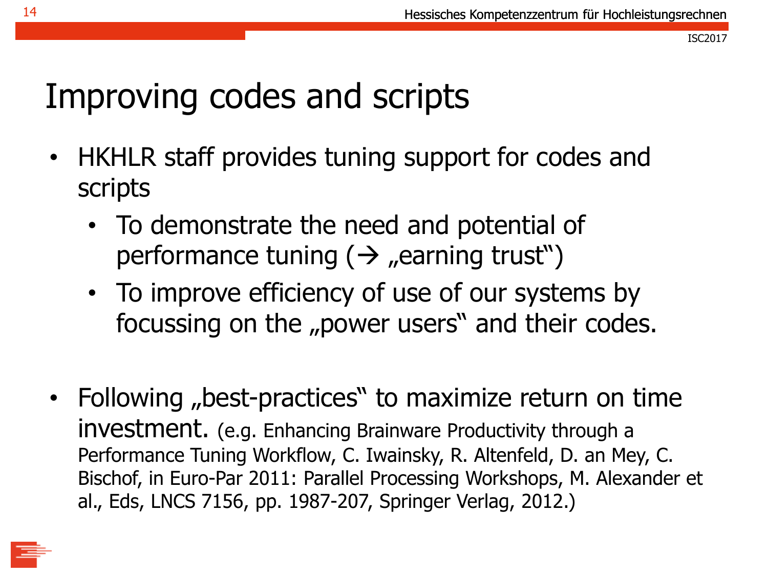# Improving codes and scripts

- HKHLR staff provides tuning support for codes and scripts
  - To demonstrate the need and potential of performance tuning (→ „earning trust")
  - To improve efficiency of use of our systems by focussing on the „power users" and their codes.

- Following „best-practices" to maximize return on time investment. (e.g. Enhancing Brainware Productivity through a Performance Tuning Workflow, C. Iwainsky, R. Altenfeld, D. an Mey, C. Bischof, in Euro-Par 2011: Parallel Processing Workshops, M. Alexander et al., Eds, LNCS 7156, pp. 1987-207, Springer Verlag, 2012.)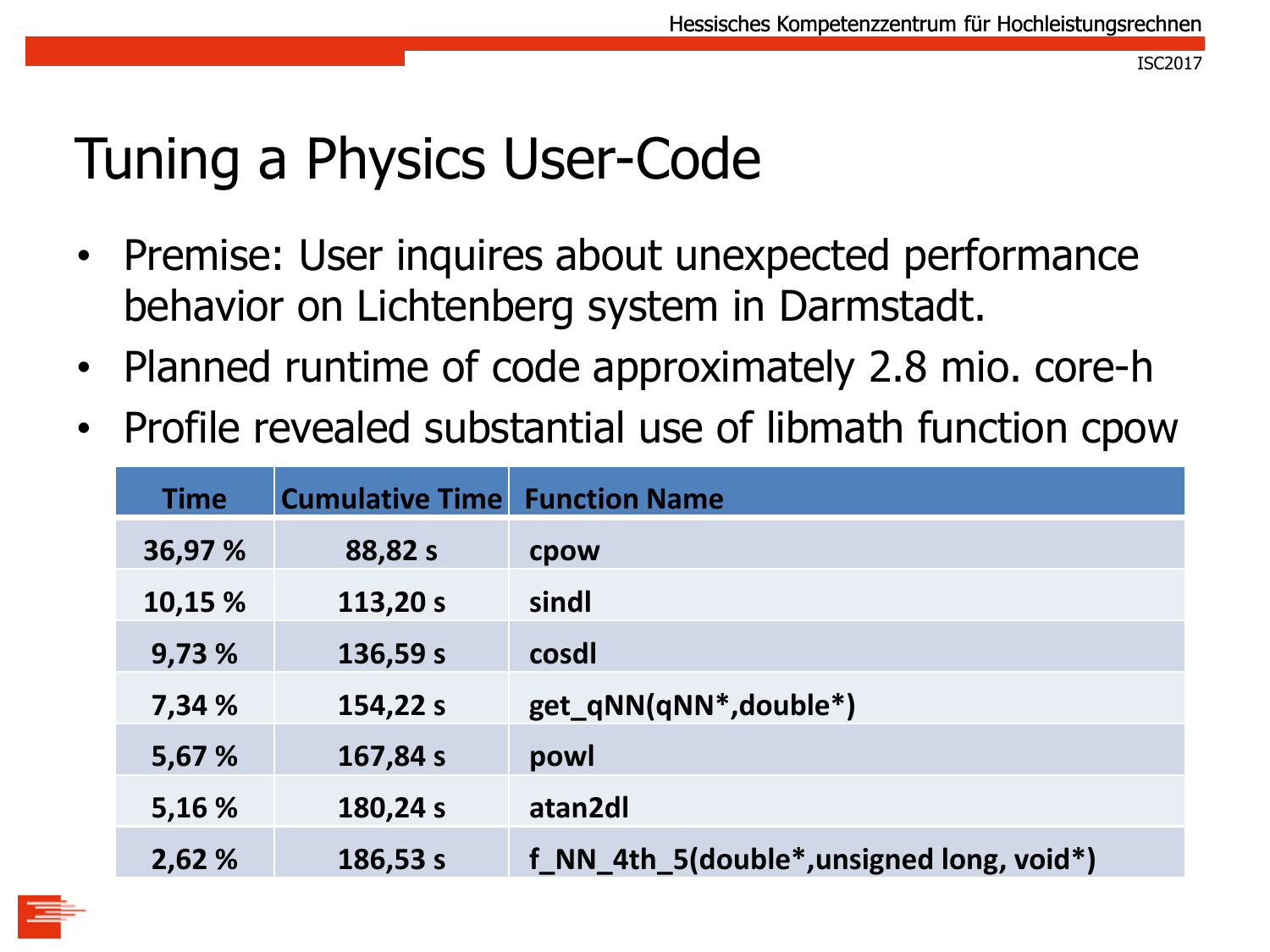# Tuning a Physics User-Code

- Premise: User inquires about unexpected performance behavior on Lichtenberg system in Darmstadt.
- Planned runtime of code approximately 2.8 mio. core-h
- Profile revealed substantial use of libmath function cpow

| Time | Cumulative Time | Function Name |
| --- | --- | --- |
| 36,97 % | 88,82 s | cpow |
| 10,15 % | 113,20 s | sindl |
| 9,73 % | 136,59 s | cosdl |
| 7,34 % | 154,22 s | get_qNN(qNN*,double*) |
| 5,67 % | 167,84 s | powl |
| 5,16 % | 180,24 s | atan2dl |
| 2,62 % | 186,53 s | f_NN_4th_5(double*,unsigned long, void*) |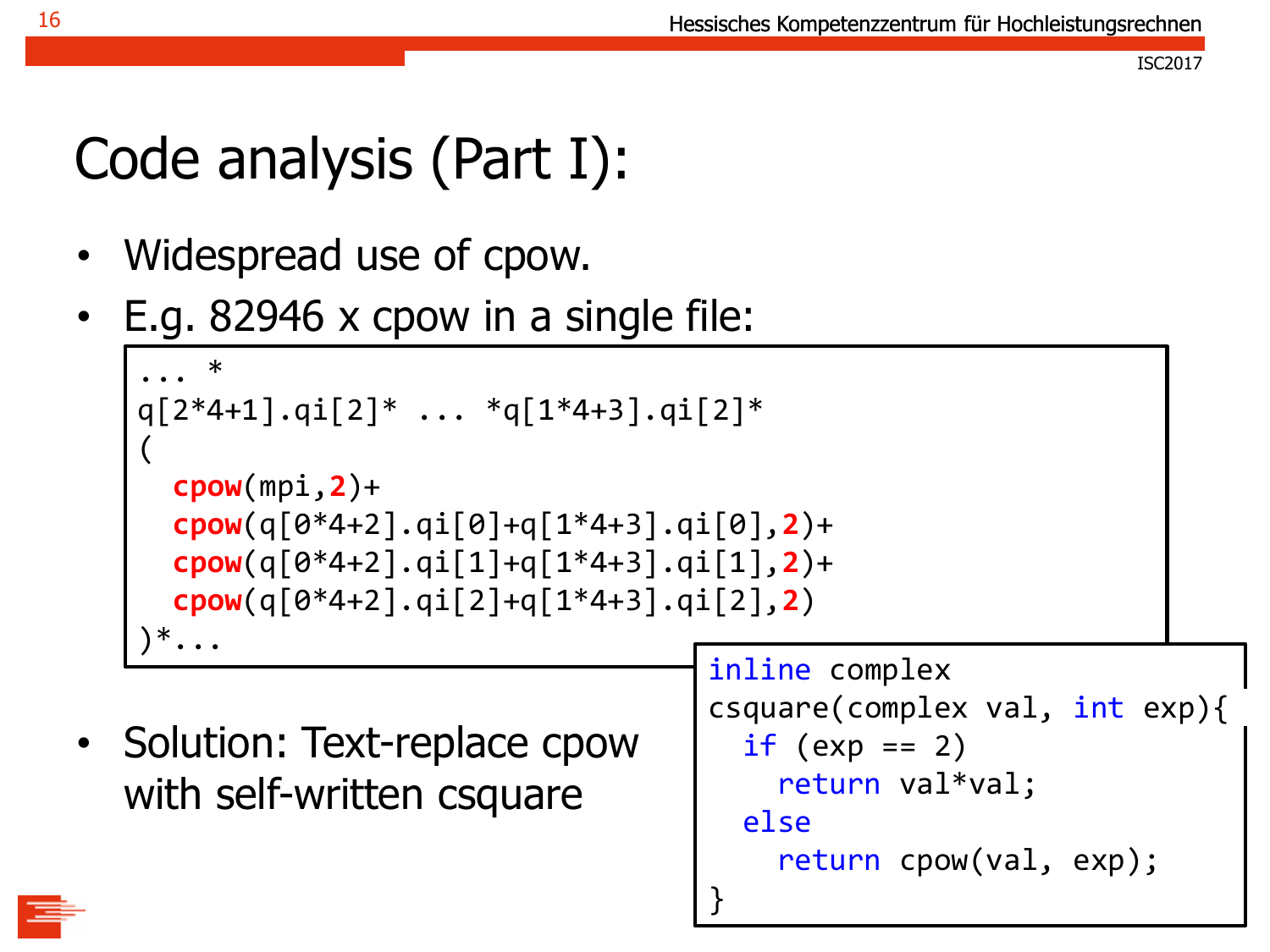# Code analysis (Part I):

- Widespread use of cpow.
- E.g. 82946 x cpow in a single file:

```
... *
q[2*4+1].qi[2]* ... *q[1*4+3].qi[2]*
(
  cpow(mpi,2)+
  cpow(q[0*4+2].qi[0]+q[1*4+3].qi[0],2)+
  cpow(q[0*4+2].qi[1]+q[1*4+3].qi[1],2)+
  cpow(q[0*4+2].qi[2]+q[1*4+3].qi[2],2)
)*...
```

- Solution: Text-replace cpow with self-written csquare

```
inline complex
csquare(complex val, int exp){
  if (exp == 2)
    return val*val;
  else
    return cpow(val, exp);
}
```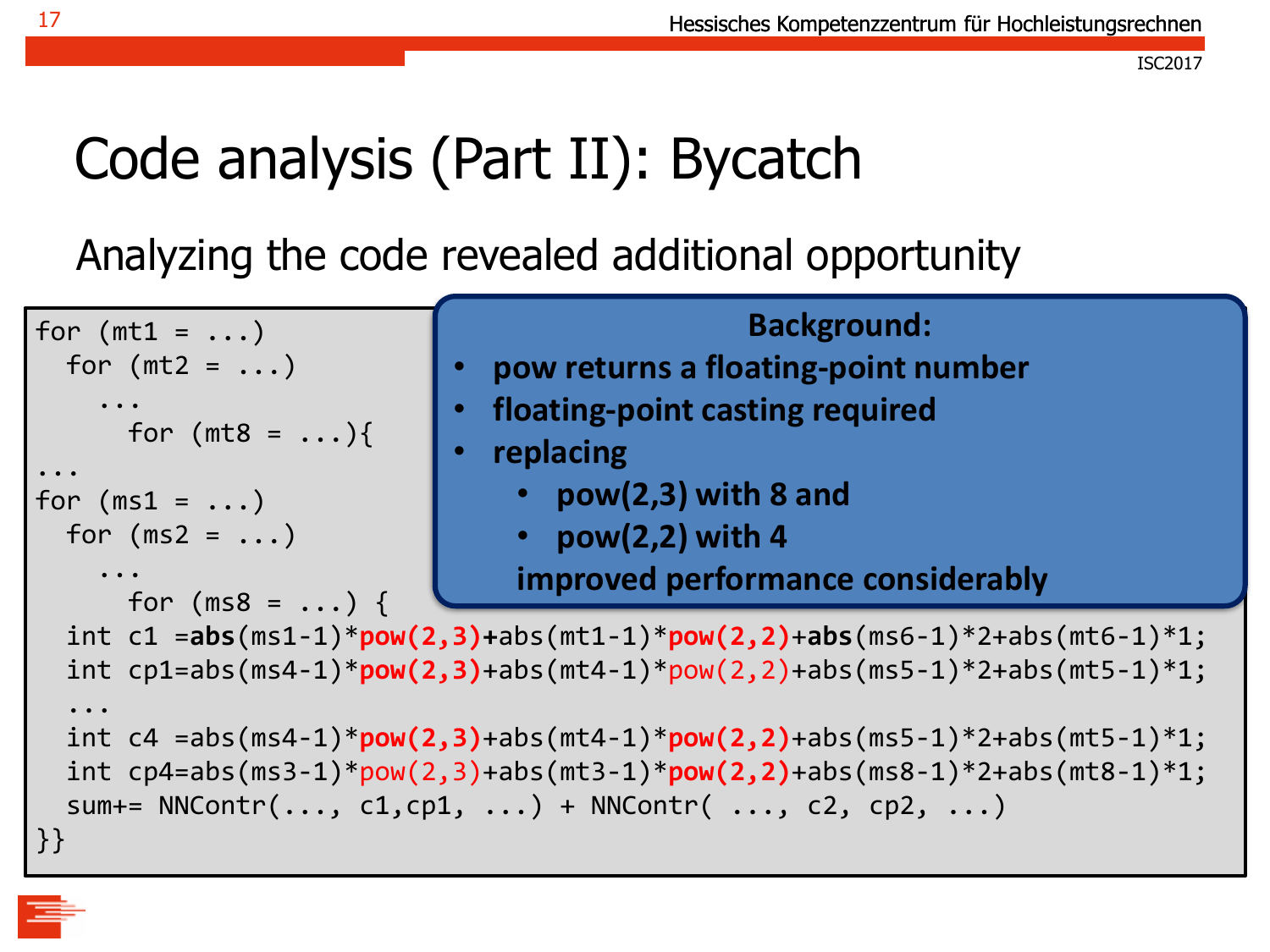# Code analysis (Part II): Bycatch

Analyzing the code revealed additional opportunity

```
for (mt1 = ...)
  for (mt2 = ...)
    ...
      for (mt8 = ...){
...
for (ms1 = ...)
  for (ms2 = ...)
    ...
      for (ms8 = ...) {
  int c1 =abs(ms1-1)*pow(2,3)+abs(mt1-1)*pow(2,2)+abs(ms6-1)*2+abs(mt6-1)*1;
  int cp1=abs(ms4-1)*pow(2,3)+abs(mt4-1)*pow(2,2)+abs(ms5-1)*2+abs(mt5-1)*1;
  ...
  int c4 =abs(ms4-1)*pow(2,3)+abs(mt4-1)*pow(2,2)+abs(ms5-1)*2+abs(mt5-1)*1;
  int cp4=abs(ms3-1)*pow(2,3)+abs(mt3-1)*pow(2,2)+abs(ms8-1)*2+abs(mt8-1)*1;
  sum+= NNContr(..., c1,cp1, ...) + NNContr( ..., c2, cp2, ...)
}}
```

**Background:**

- **pow returns a floating-point number**
- **floating-point casting required**
- **replacing**
  - **pow(2,3) with 8 and**
  - **pow(2,2) with 4**

  **improved performance considerably**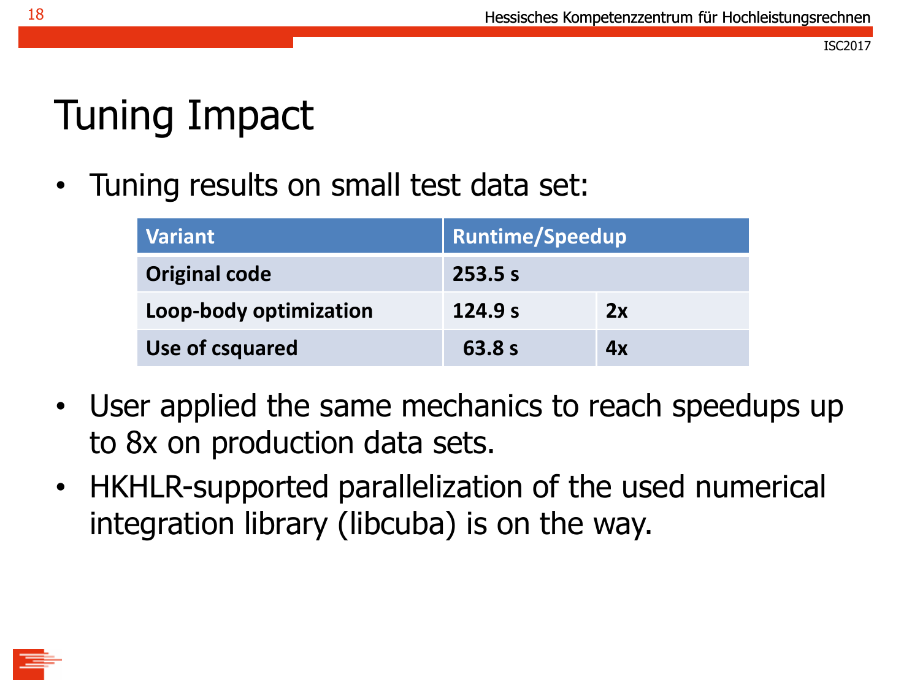# Tuning Impact

- Tuning results on small test data set:

| Variant | Runtime/Speedup | |
|---|---|---|
| Original code | 253.5 s | |
| Loop-body optimization | 124.9 s | 2x |
| Use of csquared | 63.8 s | 4x |

- User applied the same mechanics to reach speedups up to 8x on production data sets.
- HKHLR-supported parallelization of the used numerical integration library (libcuba) is on the way.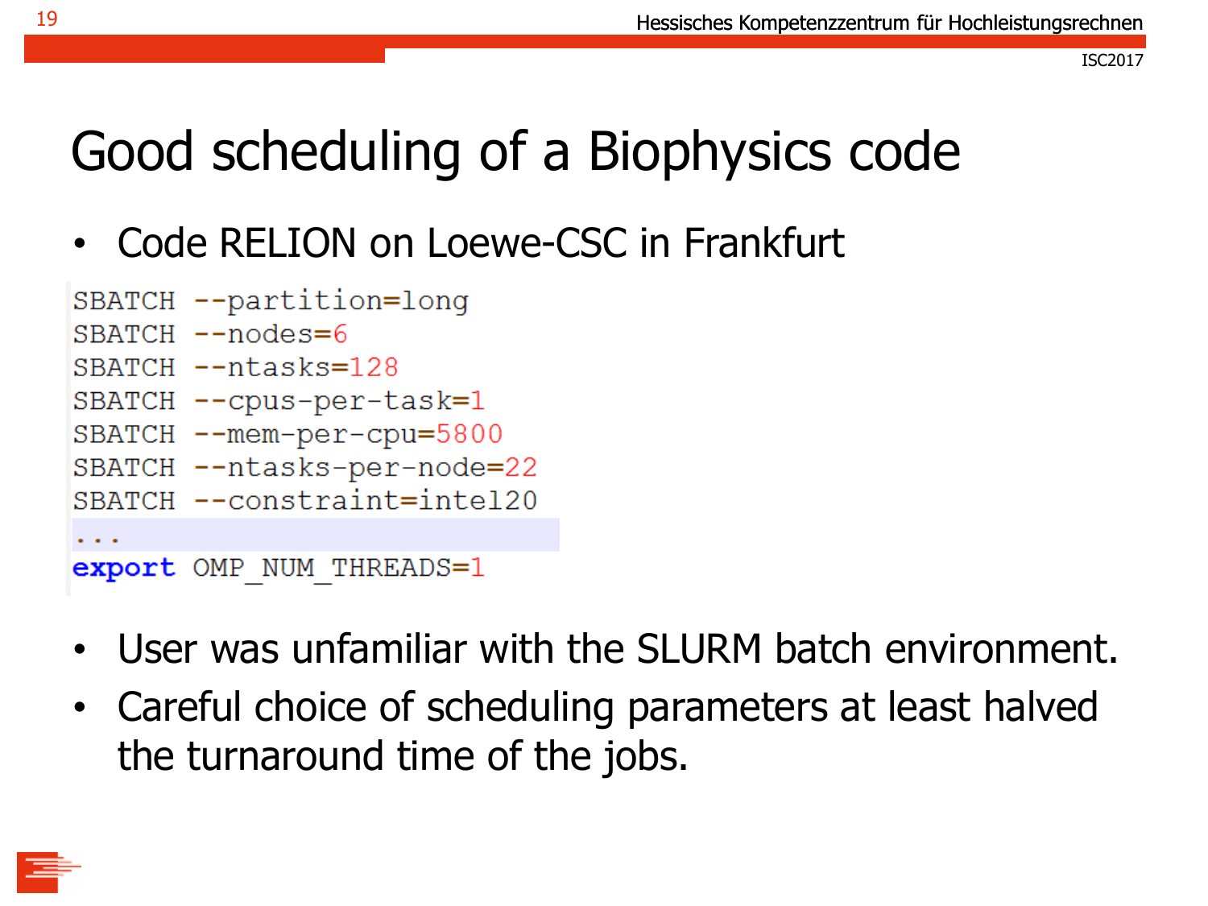# Good scheduling of a Biophysics code

- Code RELION on Loewe-CSC in Frankfurt

```
SBATCH --partition=long
SBATCH --nodes=6
SBATCH --ntasks=128
SBATCH --cpus-per-task=1
SBATCH --mem-per-cpu=5800
SBATCH --ntasks-per-node=22
SBATCH --constraint=intel20
...
export OMP_NUM_THREADS=1
```

- User was unfamiliar with the SLURM batch environment.
- Careful choice of scheduling parameters at least halved the turnaround time of the jobs.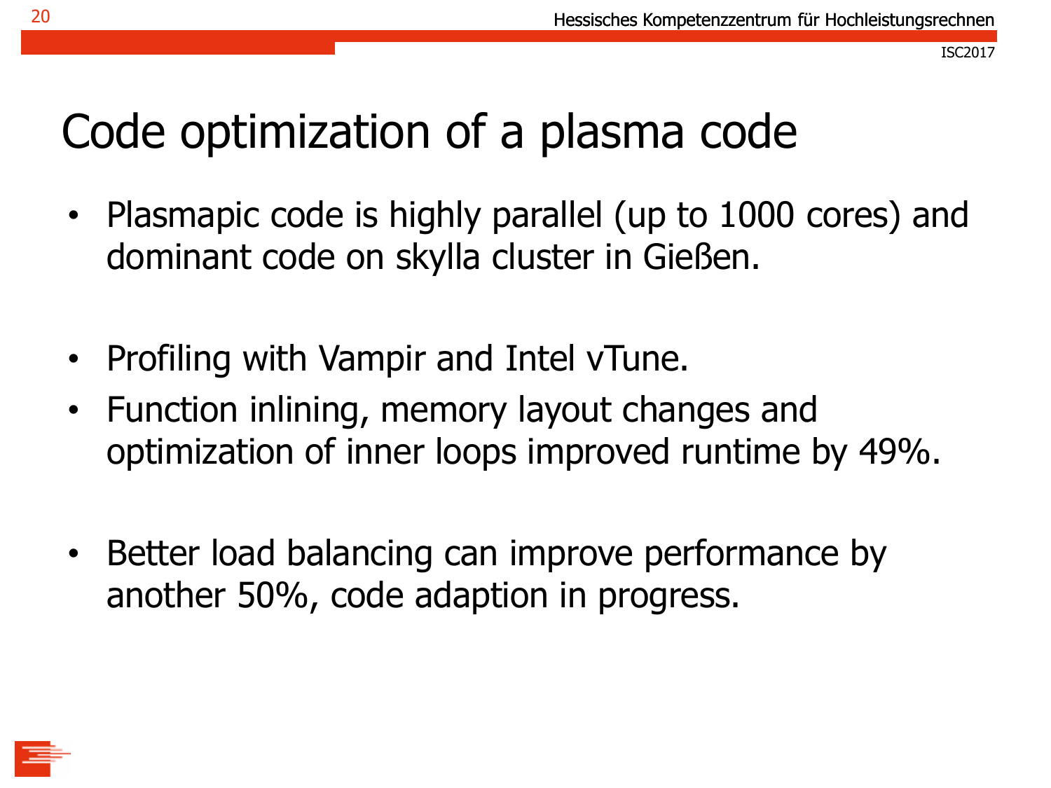# Code optimization of a plasma code

- Plasmapic code is highly parallel (up to 1000 cores) and dominant code on skylla cluster in Gießen.

- Profiling with Vampir and Intel vTune.
- Function inlining, memory layout changes and optimization of inner loops improved runtime by 49%.

- Better load balancing can improve performance by another 50%, code adaption in progress.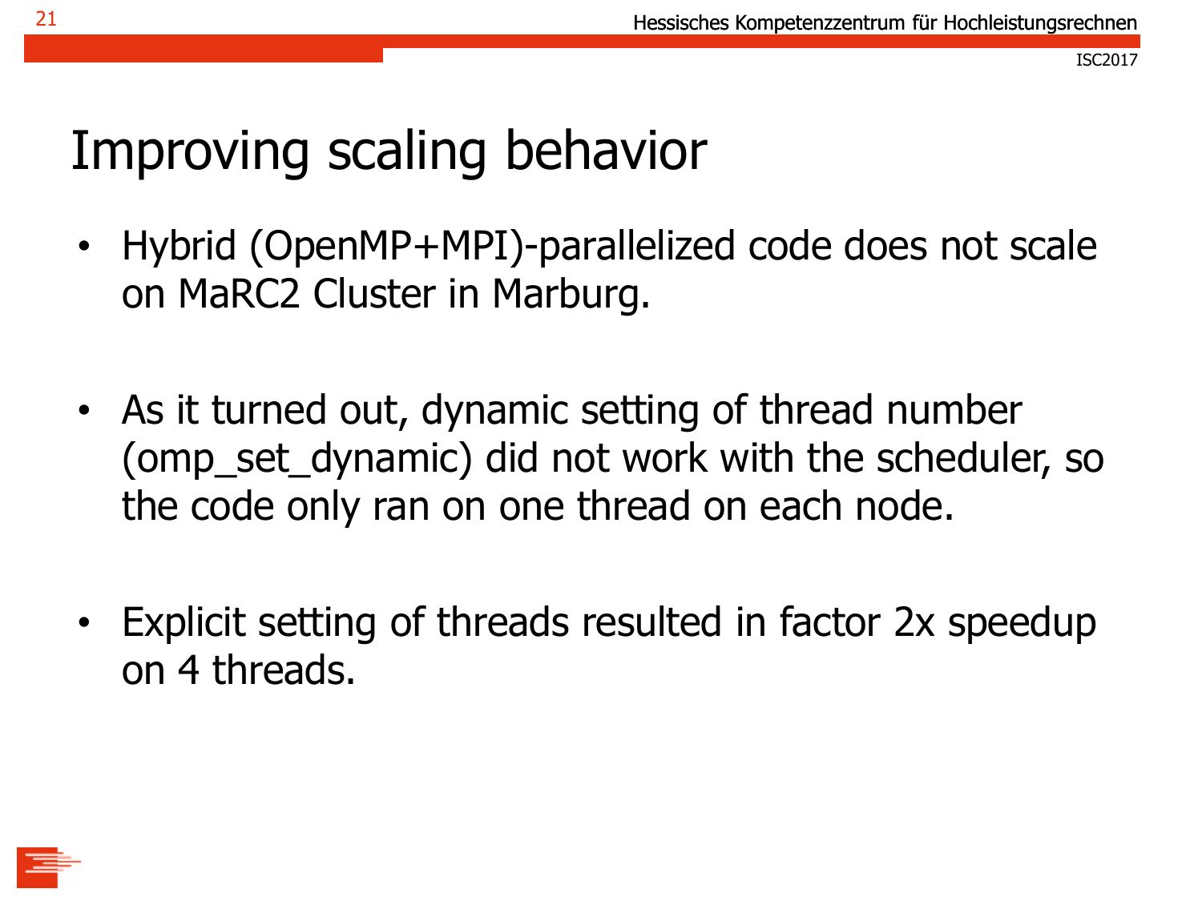# Improving scaling behavior

- Hybrid (OpenMP+MPI)-parallelized code does not scale on MaRC2 Cluster in Marburg.

- As it turned out, dynamic setting of thread number (omp_set_dynamic) did not work with the scheduler, so the code only ran on one thread on each node.

- Explicit setting of threads resulted in factor 2x speedup on 4 threads.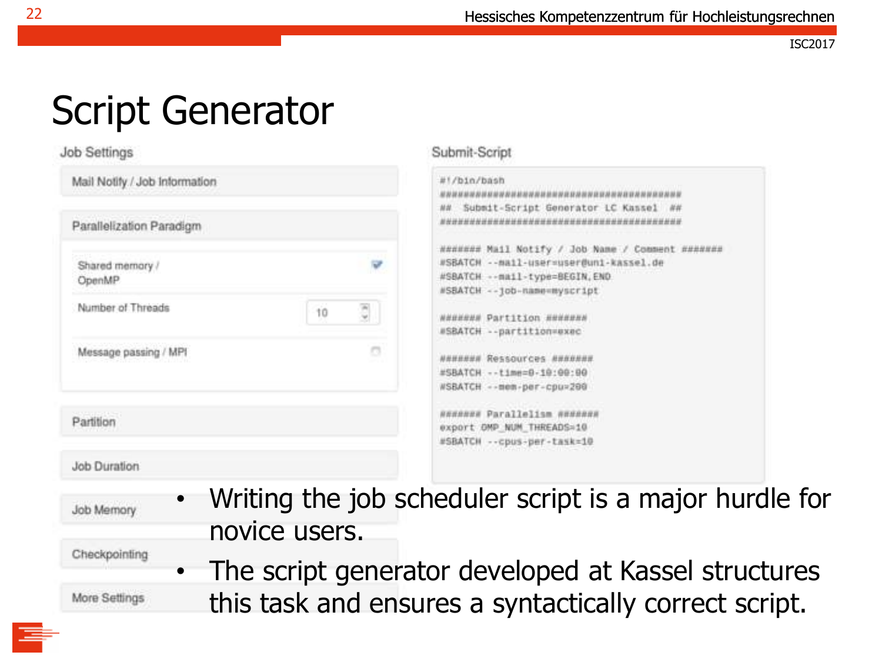# Script Generator

**Job Settings**

- Mail Notify / Job Information
- Parallelization Paradigm
  - Shared memory / OpenMP ☑
  - Number of Threads: 10
  - Message passing / MPI ☐
- Partition
- Job Duration
- Job Memory
- Checkpointing
- More Settings

**Submit-Script**

```
#!/bin/bash
##########################################
##  Submit-Script Generator LC Kassel  ##
##########################################

####### Mail Notify / Job Name / Comment #######
#SBATCH --mail-user=user@uni-kassel.de
#SBATCH --mail-type=BEGIN,END
#SBATCH --job-name=myscript

####### Partition #######
#SBATCH --partition=exec

####### Ressources #######
#SBATCH --time=0-10:00:00
#SBATCH --mem-per-cpu=200

####### Parallelism #######
export OMP_NUM_THREADS=10
#SBATCH --cpus-per-task=10
```

- Writing the job scheduler script is a major hurdle for novice users.
- The script generator developed at Kassel structures this task and ensures a syntactically correct script.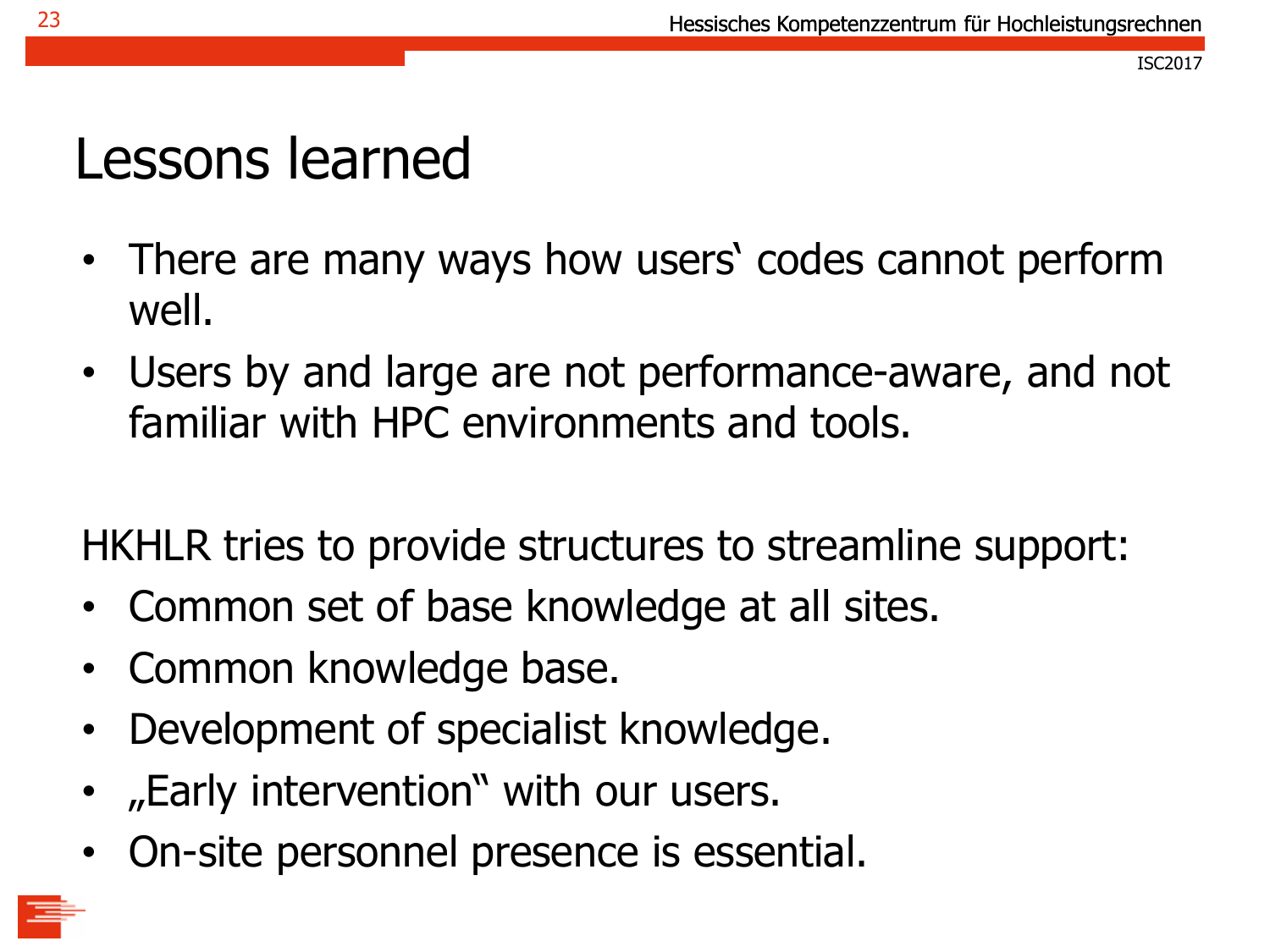# Lessons learned

- There are many ways how users�да codes cannot perform well.
- Users by and large are not performance-aware, and not familiar with HPC environments and tools.

HKHLR tries to provide structures to streamline support:

- Common set of base knowledge at all sites.
- Common knowledge base.
- Development of specialist knowledge.
- „Early intervention“ with our users.
- On-site personnel presence is essential.

# Lessons learned

- There are many ways how users‘ codes cannot perform well.
- Users by and large are not performance-aware, and not familiar with HPC environments and tools.

HKHLR tries to provide structures to streamline support:

- Common set of base knowledge at all sites.
- Common knowledge base.
- Development of specialist knowledge.
- „Early intervention“ with our users.
- On-site personnel presence is essential.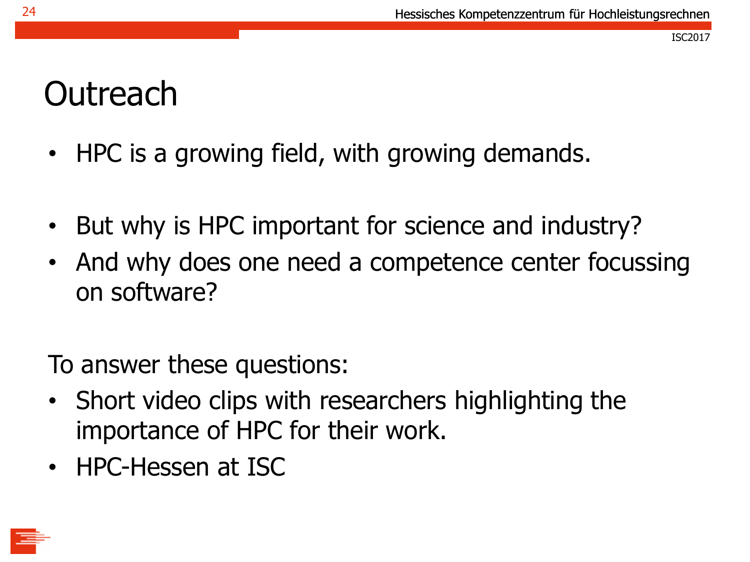# Outreach

- HPC is a growing field, with growing demands.

- But why is HPC important for science and industry?
- And why does one need a competence center focussing on software?

To answer these questions:

- Short video clips with researchers highlighting the importance of HPC for their work.
- HPC-Hessen at ISC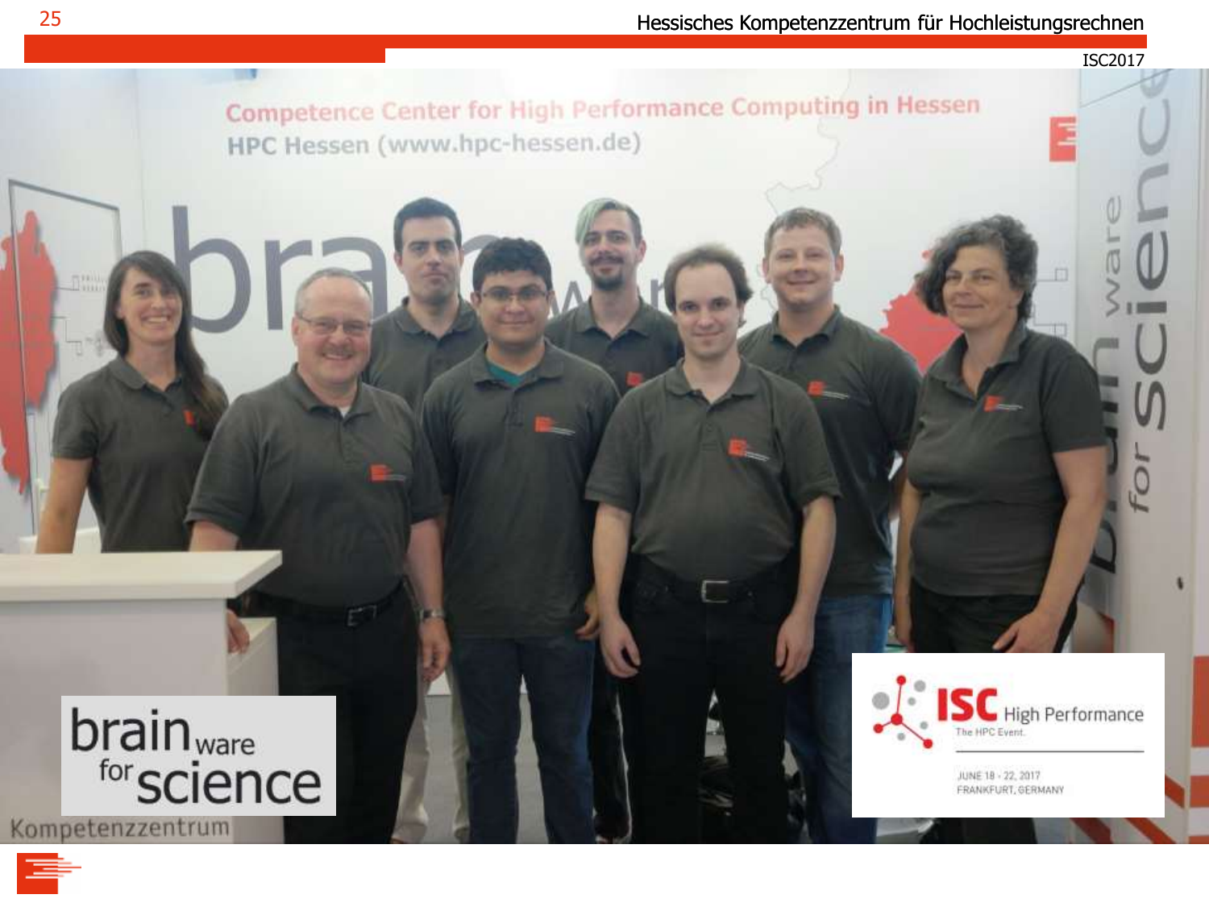ISC2017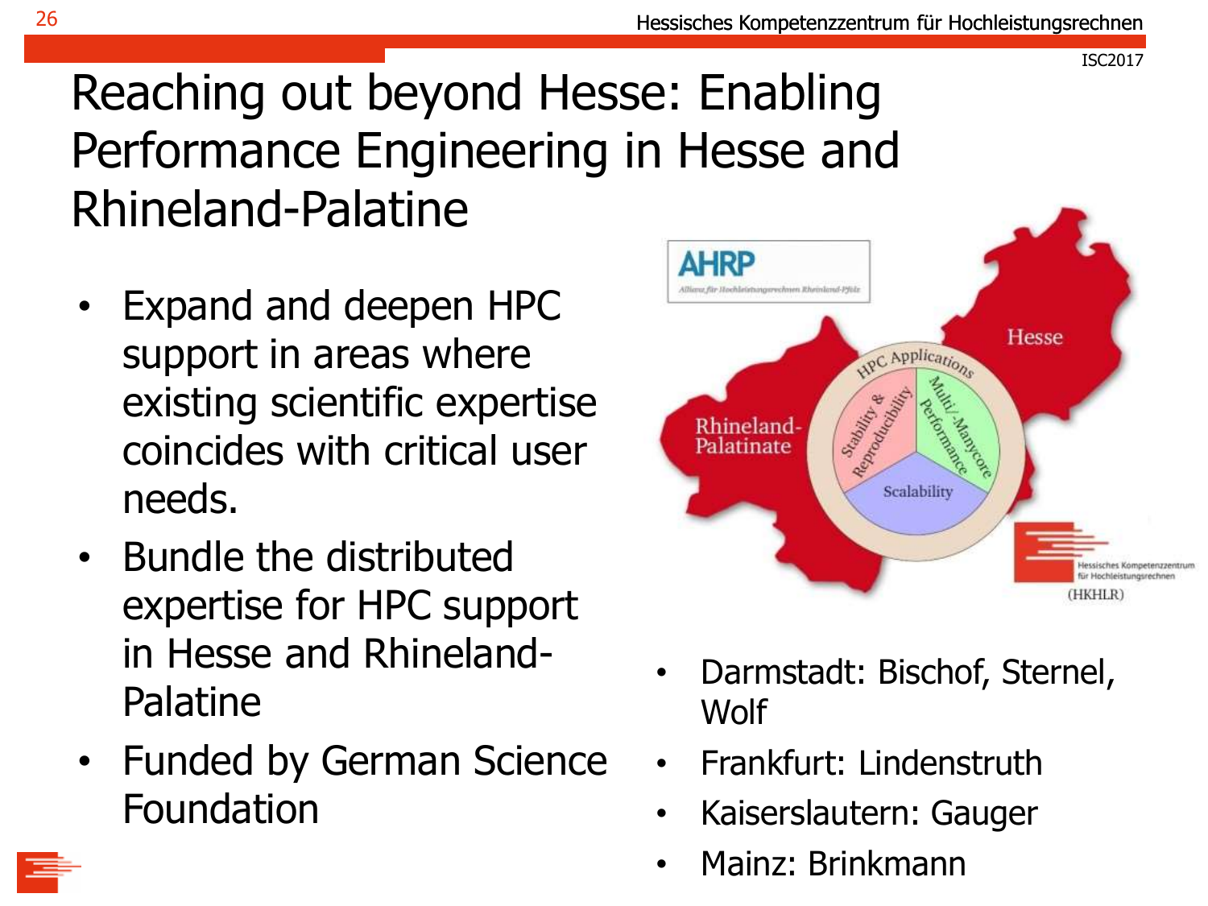# Reaching out beyond Hesse: Enabling Performance Engineering in Hesse and Rhineland-Palatine

- Expand and deepen HPC support in areas where existing scientific expertise coincides with critical user needs.
- Bundle the distributed expertise for HPC support in Hesse and Rhineland-Palatine
- Funded by German Science Foundation

- Darmstadt: Bischof, Sternel, Wolf
- Frankfurt: Lindenstruth
- Kaiserslautern: Gauger
- Mainz: Brinkmann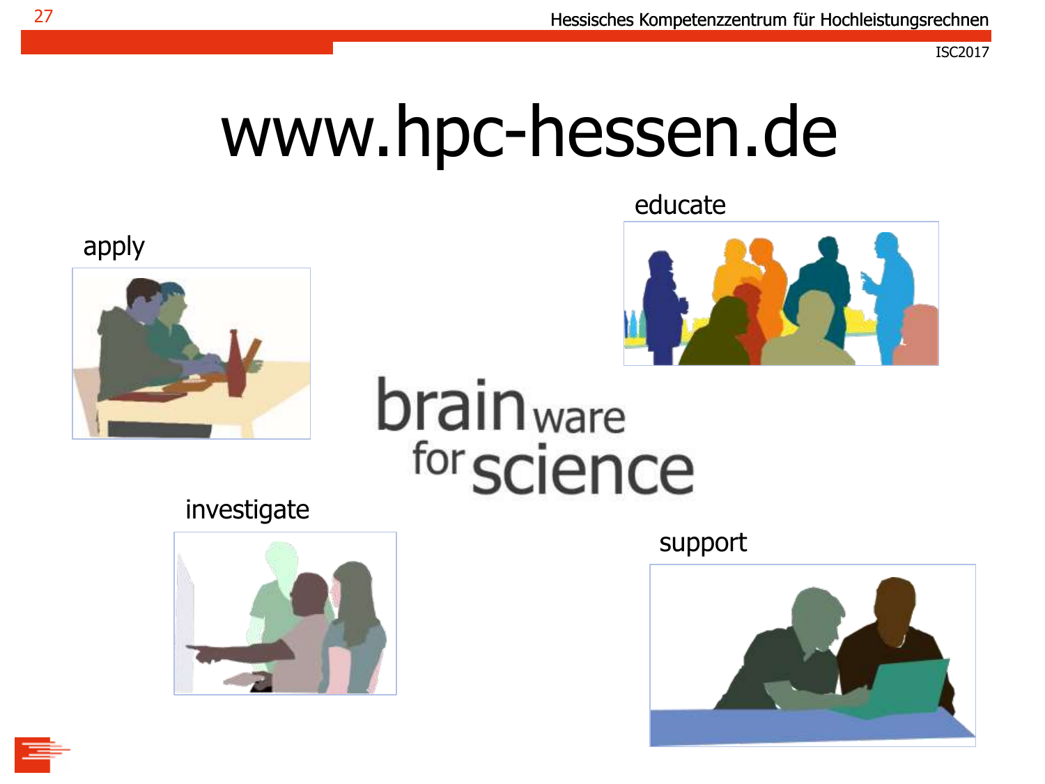# www.hpc-hessen.de

apply

educate

brain ware for science

investigate

support